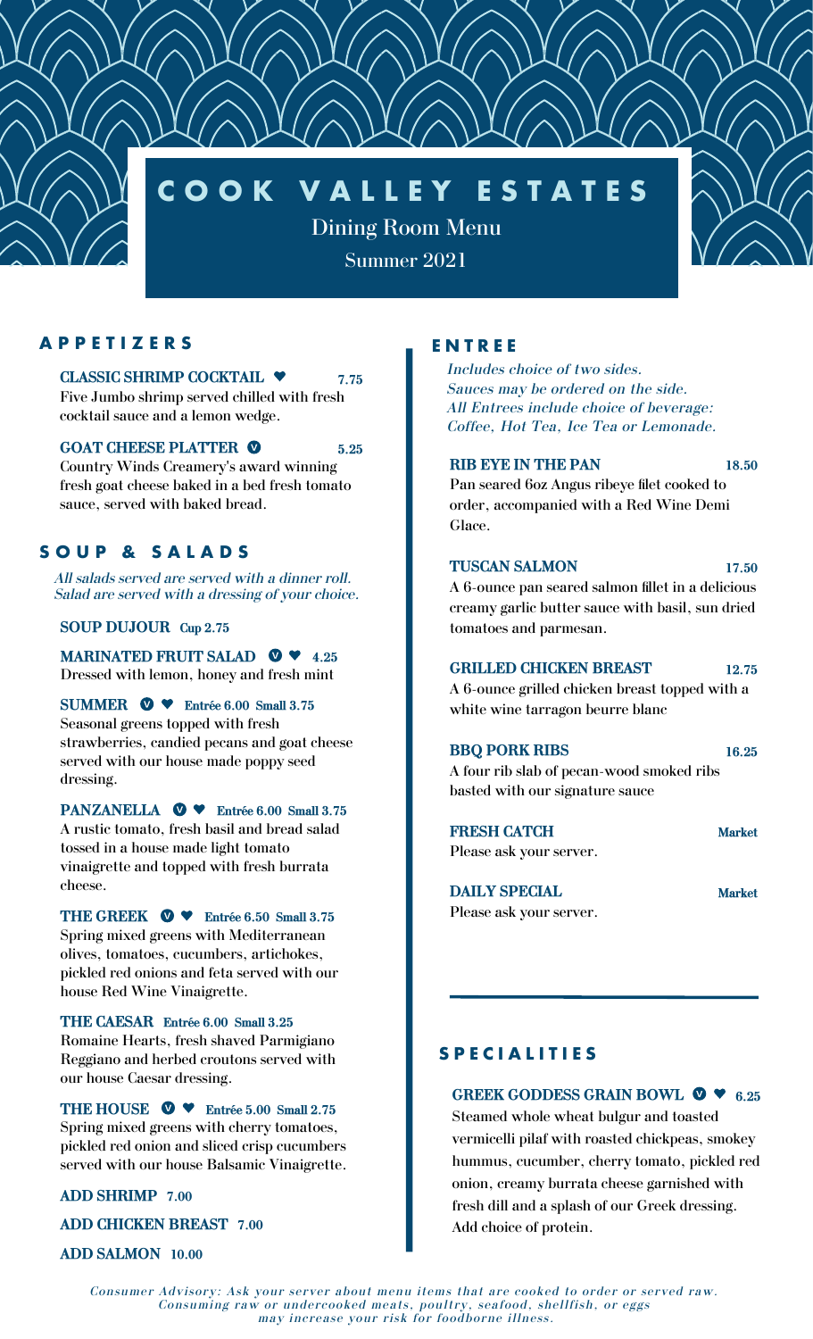# COOK VALLEY ESTATES

Dining Room Menu

Summer 2021

## APPETIZERS

**CLASSIC SHRIMP COCKTAIL** ♥ **7.75**
Five Jumbo shrimp served chilled with fresh cocktail sauce and a lemon wedge.

**GOAT CHEESE PLATTER** Ⓥ **5.25**
Country Winds Creamery's award winning fresh goat cheese baked in a bed fresh tomato sauce, served with baked bread.

## SOUP & SALADS

*All salads served are served with a dinner roll. Salad are served with a dressing of your choice.*

**SOUP DUJOUR** **Cup 2.75**

**MARINATED FRUIT SALAD** Ⓥ ♥ **4.25**
Dressed with lemon, honey and fresh mint

**SUMMER** Ⓥ ♥ **Entrée 6.00 Small 3.75**
Seasonal greens topped with fresh strawberries, candied pecans and goat cheese served with our house made poppy seed dressing.

**PANZANELLA** Ⓥ ♥ **Entrée 6.00 Small 3.75**
A rustic tomato, fresh basil and bread salad tossed in a house made light tomato vinaigrette and topped with fresh burrata cheese.

**THE GREEK** Ⓥ ♥ **Entrée 6.50 Small 3.75**
Spring mixed greens with Mediterranean olives, tomatoes, cucumbers, artichokes, pickled red onions and feta served with our house Red Wine Vinaigrette.

**THE CAESAR** **Entrée 6.00 Small 3.25**
Romaine Hearts, fresh shaved Parmigiano Reggiano and herbed croutons served with our house Caesar dressing.

**THE HOUSE** Ⓥ ♥ **Entrée 5.00 Small 2.75**
Spring mixed greens with cherry tomatoes, pickled red onion and sliced crisp cucumbers served with our house Balsamic Vinaigrette.

**ADD SHRIMP 7.00**

**ADD CHICKEN BREAST 7.00**

**ADD SALMON 10.00**

## ENTREE

*Includes choice of two sides.*
*Sauces may be ordered on the side.*
*All Entrees include choice of beverage: Coffee, Hot Tea, Ice Tea or Lemonade.*

**RIB EYE IN THE PAN** **18.50**
Pan seared 6oz Angus ribeye filet cooked to order, accompanied with a Red Wine Demi Glace.

**TUSCAN SALMON** **17.50**
A 6-ounce pan seared salmon fillet in a delicious creamy garlic butter sauce with basil, sun dried tomatoes and parmesan.

**GRILLED CHICKEN BREAST** **12.75**
A 6-ounce grilled chicken breast topped with a white wine tarragon beurre blanc

**BBQ PORK RIBS** **16.25**
A four rib slab of pecan-wood smoked ribs basted with our signature sauce

**FRESH CATCH** **Market**
Please ask your server.

**DAILY SPECIAL** **Market**
Please ask your server.

## SPECIALITIES

**GREEK GODDESS GRAIN BOWL** Ⓥ ♥ **6.25**
Steamed whole wheat bulgur and toasted vermicelli pilaf with roasted chickpeas, smokey hummus, cucumber, cherry tomato, pickled red onion, creamy burrata cheese garnished with fresh dill and a splash of our Greek dressing. Add choice of protein.

*Consumer Advisory: Ask your server about menu items that are cooked to order or served raw. Consuming raw or undercooked meats, poultry, seafood, shellfish, or eggs may increase your risk for foodborne illness.*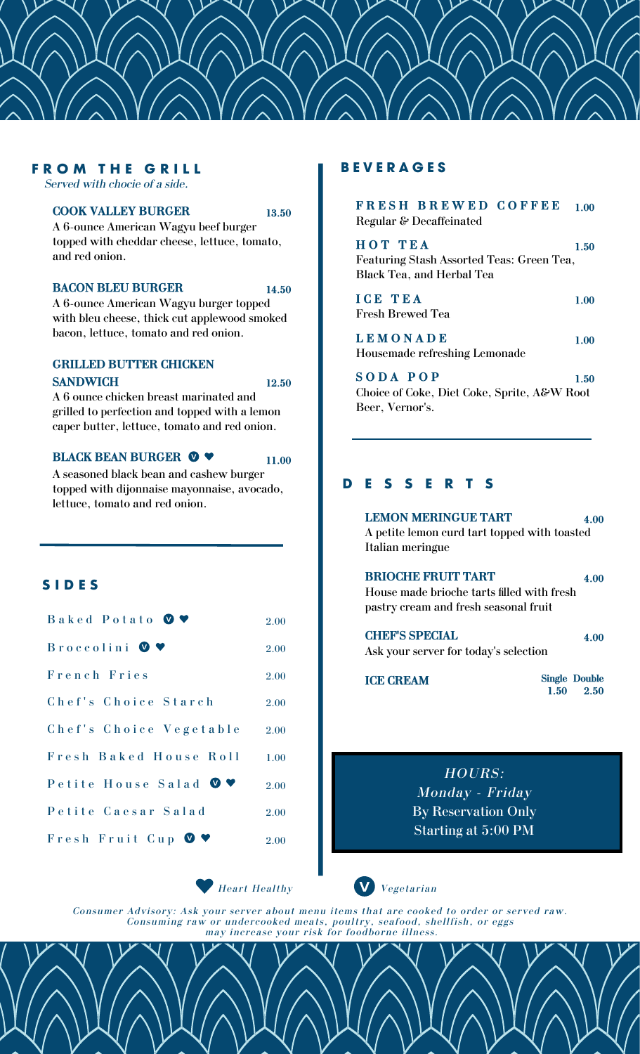## FROM THE GRILL

*Served with chocie of a side.*

**COOK VALLEY BURGER** 13.50

A 6-ounce American Wagyu beef burger topped with cheddar cheese, lettuce, tomato, and red onion.

**BACON BLEU BURGER** 14.50

A 6-ounce American Wagyu burger topped with bleu cheese, thick cut applewood smoked bacon, lettuce, tomato and red onion.

**GRILLED BUTTER CHICKEN SANDWICH** 12.50

A 6 ounce chicken breast marinated and grilled to perfection and topped with a lemon caper butter, lettuce, tomato and red onion.

**BLACK BEAN BURGER** V ♥ 11.00

A seasoned black bean and cashew burger topped with dijonnaise mayonnaise, avocado, lettuce, tomato and red onion.

## SIDES

| | |
|---|---|
| Baked Potato V ♥ | 2.00 |
| Broccolini V ♥ | 2.00 |
| French Fries | 2.00 |
| Chef's Choice Starch | 2.00 |
| Chef's Choice Vegetable | 2.00 |
| Fresh Baked House Roll | 1.00 |
| Petite House Salad V ♥ | 2.00 |
| Petite Caesar Salad | 2.00 |
| Fresh Fruit Cup V ♥ | 2.00 |

## BEVERAGES

**FRESH BREWED COFFEE** 1.00

Regular & Decaffeinated

**HOT TEA** 1.50

Featuring Stash Assorted Teas: Green Tea, Black Tea, and Herbal Tea

**ICE TEA** 1.00

Fresh Brewed Tea

**LEMONADE** 1.00

Housemade refreshing Lemonade

**SODA POP** 1.50

Choice of Coke, Diet Coke, Sprite, A&W Root Beer, Vernor's.

## DESSERTS

**LEMON MERINGUE TART** 4.00

A petite lemon curd tart topped with toasted Italian meringue

**BRIOCHE FRUIT TART** 4.00

House made brioche tarts filled with fresh pastry cream and fresh seasonal fruit

**CHEF'S SPECIAL** 4.00

Ask your server for today's selection

| | Single | Double |
|---|---|---|
| **ICE CREAM** | 1.50 | 2.50 |

*HOURS:*
*Monday - Friday*
By Reservation Only
Starting at 5:00 PM

♥ *Heart Healthy* V *Vegetarian*

*Consumer Advisory: Ask your server about menu items that are cooked to order or served raw. Consuming raw or undercooked meats, poultry, seafood, shellfish, or eggs may increase your risk for foodborne illness.*